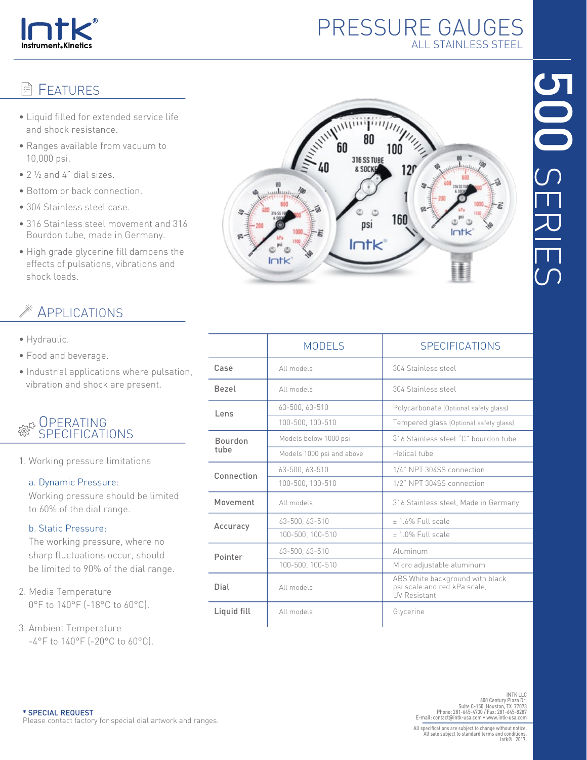Intk®
Instrument.Kinetics

# PRESSURE GAUGES
## ALL STAINLESS STEEL

# 500 SERIES

## Features

- Liquid filled for extended service life and shock resistance.
- Ranges available from vacuum to 10,000 psi.
- 2 ½ and 4" dial sizes.
- Bottom or back connection.
- 304 Stainless steel case.
- 316 Stainless steel movement and 316 Bourdon tube, made in Germany.
- High grade glycerine fill dampens the effects of pulsations, vibrations and shock loads.

## Applications

- Hydraulic.
- Food and beverage.
- Industrial applications where pulsation, vibration and shock are present.

## Operating Specifications

1. Working pressure limitations

   a. Dynamic Pressure:
   Working pressure should be limited to 60% of the dial range.

   b. Static Pressure:
   The working pressure, where no sharp fluctuations occur, should be limited to 90% of the dial range.

2. Media Temperature
   0°F to 140°F (-18°C to 60°C).

3. Ambient Temperature
   -4°F to 140°F (-20°C to 60°C).

| | MODELS | SPECIFICATIONS |
|---|---|---|
| **Case** | All models | 304 Stainless steel |
| **Bezel** | All models | 304 Stainless steel |
| **Lens** | 63-500, 63-510 | Polycarbonate (Optional safety glass) |
| | 100-500, 100-510 | Tempered glass (Optional safety glass) |
| **Bourdon tube** | Models below 1000 psi | 316 Stainless steel "C" bourdon tube |
| | Models 1000 psi and above | Helical tube |
| **Connection** | 63-500, 63-510 | 1/4" NPT 304SS connection |
| | 100-500, 100-510 | 1/2" NPT 304SS connection |
| **Movement** | All models | 316 Stainless steel, Made in Germany |
| **Accuracy** | 63-500, 63-510 | ± 1.6% Full scale |
| | 100-500, 100-510 | ± 1.0% Full scale |
| **Pointer** | 63-500, 63-510 | Aluminum |
| | 100-500, 100-510 | Micro adjustable aluminum |
| **Dial** | All models | ABS White background with black psi scale and red kPa scale, UV Resistant |
| **Liquid fill** | All models | Glycerine |

**\* SPECIAL REQUEST**
Please contact factory for special dial artwork and ranges.

INTK LLC
600 Century Plaza Dr.
Suite C-150, Houston, TX 77073
Phone: 281-645-4730 / Fax: 281-645-8287
E-mail: contact@intk-usa.com • www.intk-usa.com

All specifications are subject to change without notice.
All sale subject to standard terms and conditions.
Intk® 2017.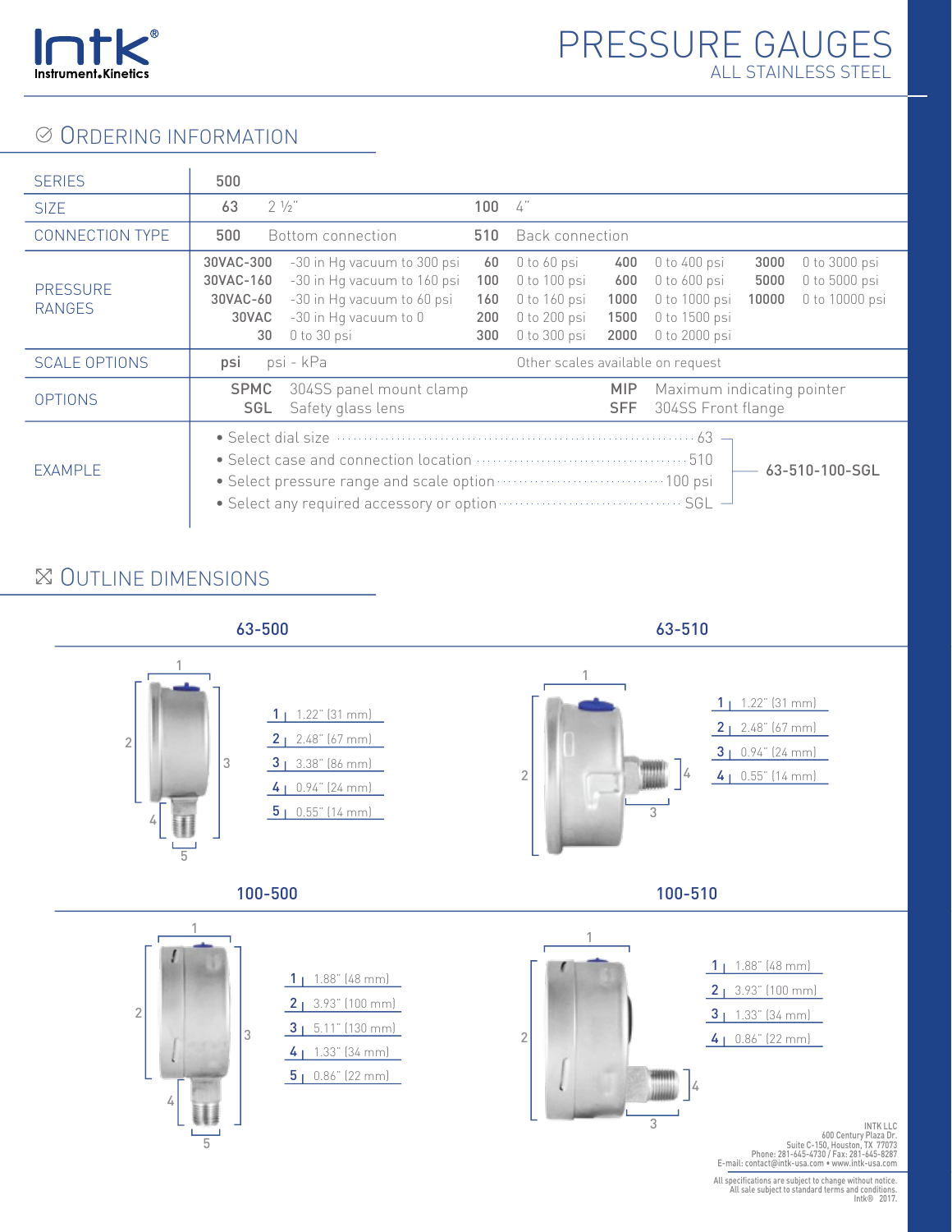# PRESSURE GAUGES
ALL STAINLESS STEEL

## ORDERING INFORMATION

| | | | | | | | | |
|---|---|---|---|---|---|---|---|---|
| SERIES | 500 | | | | | | | |
| SIZE | 63 | 2 ½" | 100 | 4" | | | | |
| CONNECTION TYPE | 500 | Bottom connection | 510 | Back connection | | | | |
| PRESSURE RANGES | 30VAC-300 | -30 in Hg vacuum to 300 psi | 60 | 0 to 60 psi | 400 | 0 to 400 psi | 3000 | 0 to 3000 psi |
| | 30VAC-160 | -30 in Hg vacuum to 160 psi | 100 | 0 to 100 psi | 600 | 0 to 600 psi | 5000 | 0 to 5000 psi |
| | 30VAC-60 | -30 in Hg vacuum to 60 psi | 160 | 0 to 160 psi | 1000 | 0 to 1000 psi | 10000 | 0 to 10000 psi |
| | 30VAC | -30 in Hg vacuum to 0 | 200 | 0 to 200 psi | 1500 | 0 to 1500 psi | | |
| | 30 | 0 to 30 psi | 300 | 0 to 300 psi | 2000 | 0 to 2000 psi | | |
| SCALE OPTIONS | psi | psi - kPa | | Other scales available on request | | | | |
| OPTIONS | SPMC | 304SS panel mount clamp | | | MIP | Maximum indicating pointer | | |
| | SGL | Safety glass lens | | | SFF | 304SS Front flange | | |

**EXAMPLE**

- Select dial size ........ 63
- Select case and connection location ........ 510
- Select pressure range and scale option ........ 100 psi
- Select any required accessory or option ........ SGL

**63-510-100-SGL**

## OUTLINE DIMENSIONS

### 63-500

| | |
|---|---|
| 1 | 1.22" (31 mm) |
| 2 | 2.48" (67 mm) |
| 3 | 3.38" (86 mm) |
| 4 | 0.94" (24 mm) |
| 5 | 0.55" (14 mm) |

### 63-510

| | |
|---|---|
| 1 | 1.22" (31 mm) |
| 2 | 2.48" (67 mm) |
| 3 | 0.94" (24 mm) |
| 4 | 0.55" (14 mm) |

### 100-500

| | |
|---|---|
| 1 | 1.88" (48 mm) |
| 2 | 3.93" (100 mm) |
| 3 | 5.11" (130 mm) |
| 4 | 1.33" (34 mm) |
| 5 | 0.86" (22 mm) |

### 100-510

| | |
|---|---|
| 1 | 1.88" (48 mm) |
| 2 | 3.93" (100 mm) |
| 3 | 1.33" (34 mm) |
| 4 | 0.86" (22 mm) |

INTK LLC
600 Century Plaza Dr.
Suite C-150, Houston, TX 77073
Phone: 281-645-4730 / Fax: 281-645-8287
E-mail: contact@intk-usa.com • www.intk-usa.com

All specifications are subject to change without notice.
All sale subject to standard terms and conditions.
Intk® 2017.